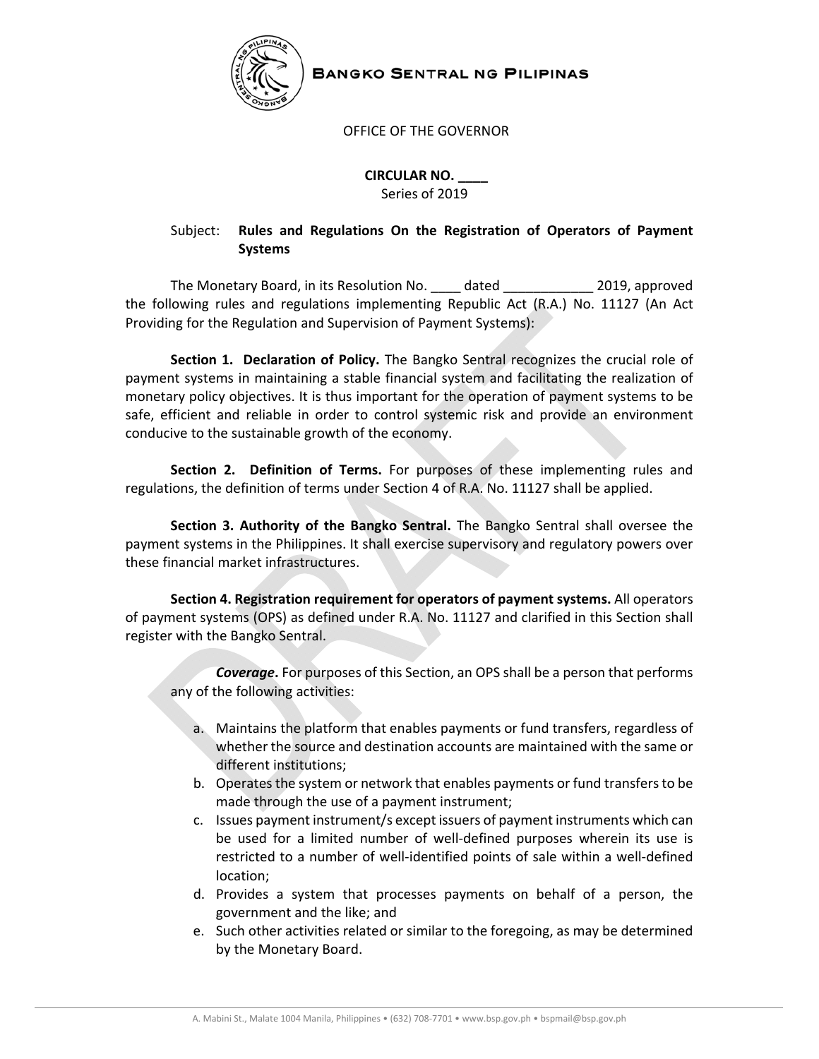**BANGKO SENTRAL NG PILIPINAS**

OFFICE OF THE GOVERNOR

**CIRCULAR NO. ____**
Series of 2019

Subject: **Rules and Regulations On the Registration of Operators of Payment Systems**

The Monetary Board, in its Resolution No. ____ dated ____________ 2019, approved the following rules and regulations implementing Republic Act (R.A.) No. 11127 (An Act Providing for the Regulation and Supervision of Payment Systems):

**Section 1. Declaration of Policy.** The Bangko Sentral recognizes the crucial role of payment systems in maintaining a stable financial system and facilitating the realization of monetary policy objectives. It is thus important for the operation of payment systems to be safe, efficient and reliable in order to control systemic risk and provide an environment conducive to the sustainable growth of the economy.

**Section 2. Definition of Terms.** For purposes of these implementing rules and regulations, the definition of terms under Section 4 of R.A. No. 11127 shall be applied.

**Section 3. Authority of the Bangko Sentral.** The Bangko Sentral shall oversee the payment systems in the Philippines. It shall exercise supervisory and regulatory powers over these financial market infrastructures.

**Section 4. Registration requirement for operators of payment systems.** All operators of payment systems (OPS) as defined under R.A. No. 11127 and clarified in this Section shall register with the Bangko Sentral.

***Coverage*.** For purposes of this Section, an OPS shall be a person that performs any of the following activities:

a. Maintains the platform that enables payments or fund transfers, regardless of whether the source and destination accounts are maintained with the same or different institutions;
b. Operates the system or network that enables payments or fund transfers to be made through the use of a payment instrument;
c. Issues payment instrument/s except issuers of payment instruments which can be used for a limited number of well-defined purposes wherein its use is restricted to a number of well-identified points of sale within a well-defined location;
d. Provides a system that processes payments on behalf of a person, the government and the like; and
e. Such other activities related or similar to the foregoing, as may be determined by the Monetary Board.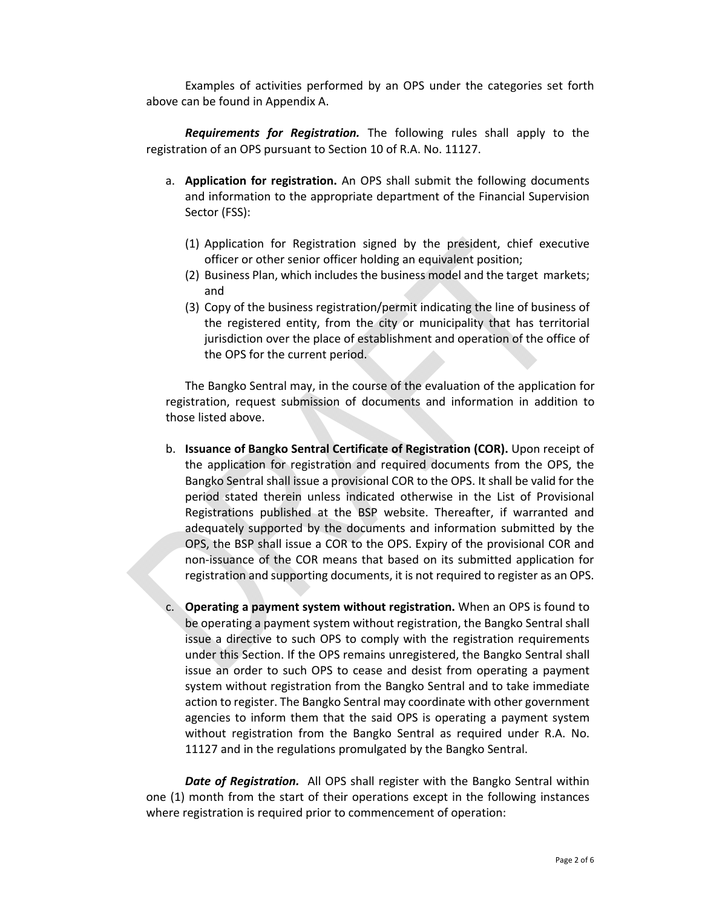Examples of activities performed by an OPS under the categories set forth above can be found in Appendix A.

***Requirements for Registration.*** The following rules shall apply to the registration of an OPS pursuant to Section 10 of R.A. No. 11127.

a. **Application for registration.** An OPS shall submit the following documents and information to the appropriate department of the Financial Supervision Sector (FSS):

   (1) Application for Registration signed by the president, chief executive officer or other senior officer holding an equivalent position;
   (2) Business Plan, which includes the business model and the target markets; and
   (3) Copy of the business registration/permit indicating the line of business of the registered entity, from the city or municipality that has territorial jurisdiction over the place of establishment and operation of the office of the OPS for the current period.

   The Bangko Sentral may, in the course of the evaluation of the application for registration, request submission of documents and information in addition to those listed above.

b. **Issuance of Bangko Sentral Certificate of Registration (COR).** Upon receipt of the application for registration and required documents from the OPS, the Bangko Sentral shall issue a provisional COR to the OPS. It shall be valid for the period stated therein unless indicated otherwise in the List of Provisional Registrations published at the BSP website. Thereafter, if warranted and adequately supported by the documents and information submitted by the OPS, the BSP shall issue a COR to the OPS. Expiry of the provisional COR and non-issuance of the COR means that based on its submitted application for registration and supporting documents, it is not required to register as an OPS.

c. **Operating a payment system without registration.** When an OPS is found to be operating a payment system without registration, the Bangko Sentral shall issue a directive to such OPS to comply with the registration requirements under this Section. If the OPS remains unregistered, the Bangko Sentral shall issue an order to such OPS to cease and desist from operating a payment system without registration from the Bangko Sentral and to take immediate action to register. The Bangko Sentral may coordinate with other government agencies to inform them that the said OPS is operating a payment system without registration from the Bangko Sentral as required under R.A. No. 11127 and in the regulations promulgated by the Bangko Sentral.

***Date of Registration.*** All OPS shall register with the Bangko Sentral within one (1) month from the start of their operations except in the following instances where registration is required prior to commencement of operation: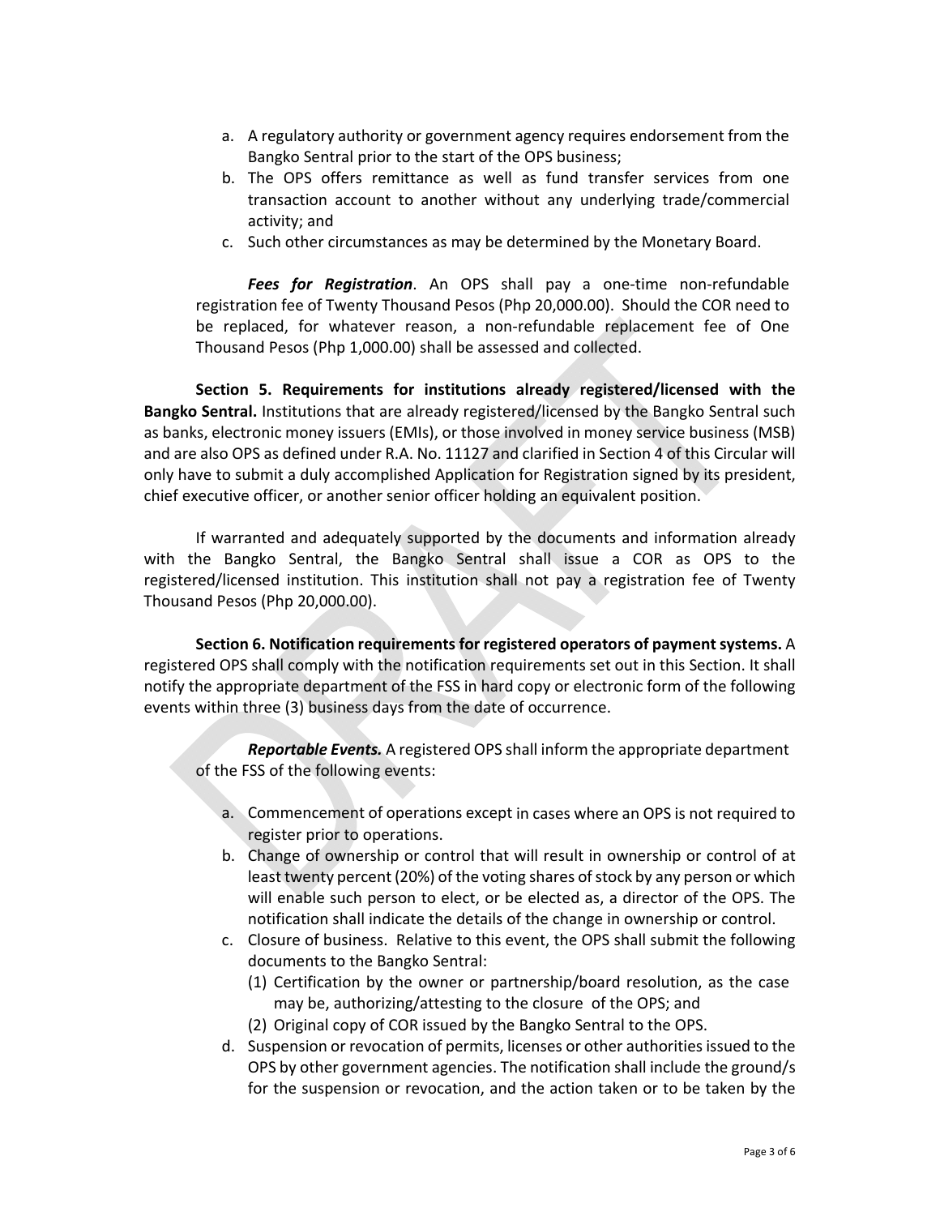a. A regulatory authority or government agency requires endorsement from the Bangko Sentral prior to the start of the OPS business;
b. The OPS offers remittance as well as fund transfer services from one transaction account to another without any underlying trade/commercial activity; and
c. Such other circumstances as may be determined by the Monetary Board.

***Fees for Registration***. An OPS shall pay a one-time non-refundable registration fee of Twenty Thousand Pesos (Php 20,000.00). Should the COR need to be replaced, for whatever reason, a non-refundable replacement fee of One Thousand Pesos (Php 1,000.00) shall be assessed and collected.

**Section 5. Requirements for institutions already registered/licensed with the Bangko Sentral.** Institutions that are already registered/licensed by the Bangko Sentral such as banks, electronic money issuers (EMIs), or those involved in money service business (MSB) and are also OPS as defined under R.A. No. 11127 and clarified in Section 4 of this Circular will only have to submit a duly accomplished Application for Registration signed by its president, chief executive officer, or another senior officer holding an equivalent position.

If warranted and adequately supported by the documents and information already with the Bangko Sentral, the Bangko Sentral shall issue a COR as OPS to the registered/licensed institution. This institution shall not pay a registration fee of Twenty Thousand Pesos (Php 20,000.00).

**Section 6. Notification requirements for registered operators of payment systems.** A registered OPS shall comply with the notification requirements set out in this Section. It shall notify the appropriate department of the FSS in hard copy or electronic form of the following events within three (3) business days from the date of occurrence.

***Reportable Events.*** A registered OPS shall inform the appropriate department of the FSS of the following events:

a. Commencement of operations except in cases where an OPS is not required to register prior to operations.
b. Change of ownership or control that will result in ownership or control of at least twenty percent (20%) of the voting shares of stock by any person or which will enable such person to elect, or be elected as, a director of the OPS. The notification shall indicate the details of the change in ownership or control.
c. Closure of business. Relative to this event, the OPS shall submit the following documents to the Bangko Sentral:
   (1) Certification by the owner or partnership/board resolution, as the case may be, authorizing/attesting to the closure of the OPS; and
   (2) Original copy of COR issued by the Bangko Sentral to the OPS.
d. Suspension or revocation of permits, licenses or other authorities issued to the OPS by other government agencies. The notification shall include the ground/s for the suspension or revocation, and the action taken or to be taken by the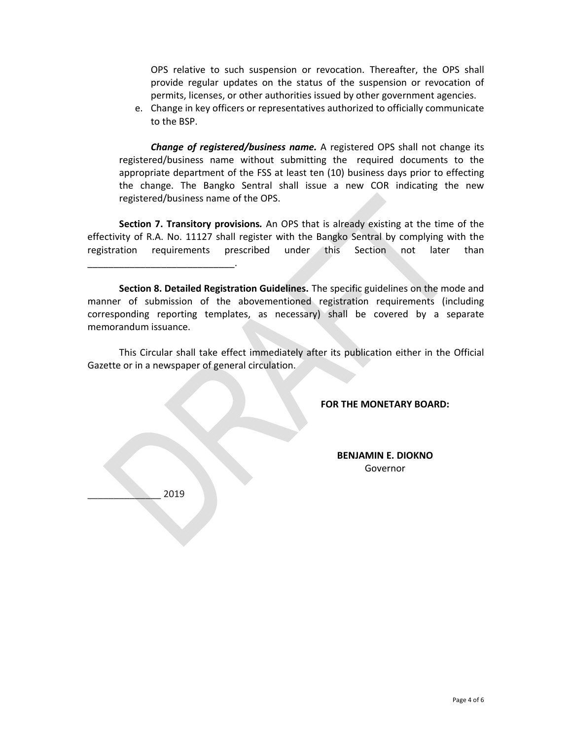OPS relative to such suspension or revocation. Thereafter, the OPS shall provide regular updates on the status of the suspension or revocation of permits, licenses, or other authorities issued by other government agencies.

e. Change in key officers or representatives authorized to officially communicate to the BSP.

***Change of registered/business name.*** A registered OPS shall not change its registered/business name without submitting the required documents to the appropriate department of the FSS at least ten (10) business days prior to effecting the change. The Bangko Sentral shall issue a new COR indicating the new registered/business name of the OPS.

**Section 7. Transitory provisions.** An OPS that is already existing at the time of the effectivity of R.A. No. 11127 shall register with the Bangko Sentral by complying with the registration requirements prescribed under this Section not later than ____________________________.

**Section 8. Detailed Registration Guidelines.** The specific guidelines on the mode and manner of submission of the abovementioned registration requirements (including corresponding reporting templates, as necessary) shall be covered by a separate memorandum issuance.

This Circular shall take effect immediately after its publication either in the Official Gazette or in a newspaper of general circulation.

**FOR THE MONETARY BOARD:**

**BENJAMIN E. DIOKNO**
Governor

______________ 2019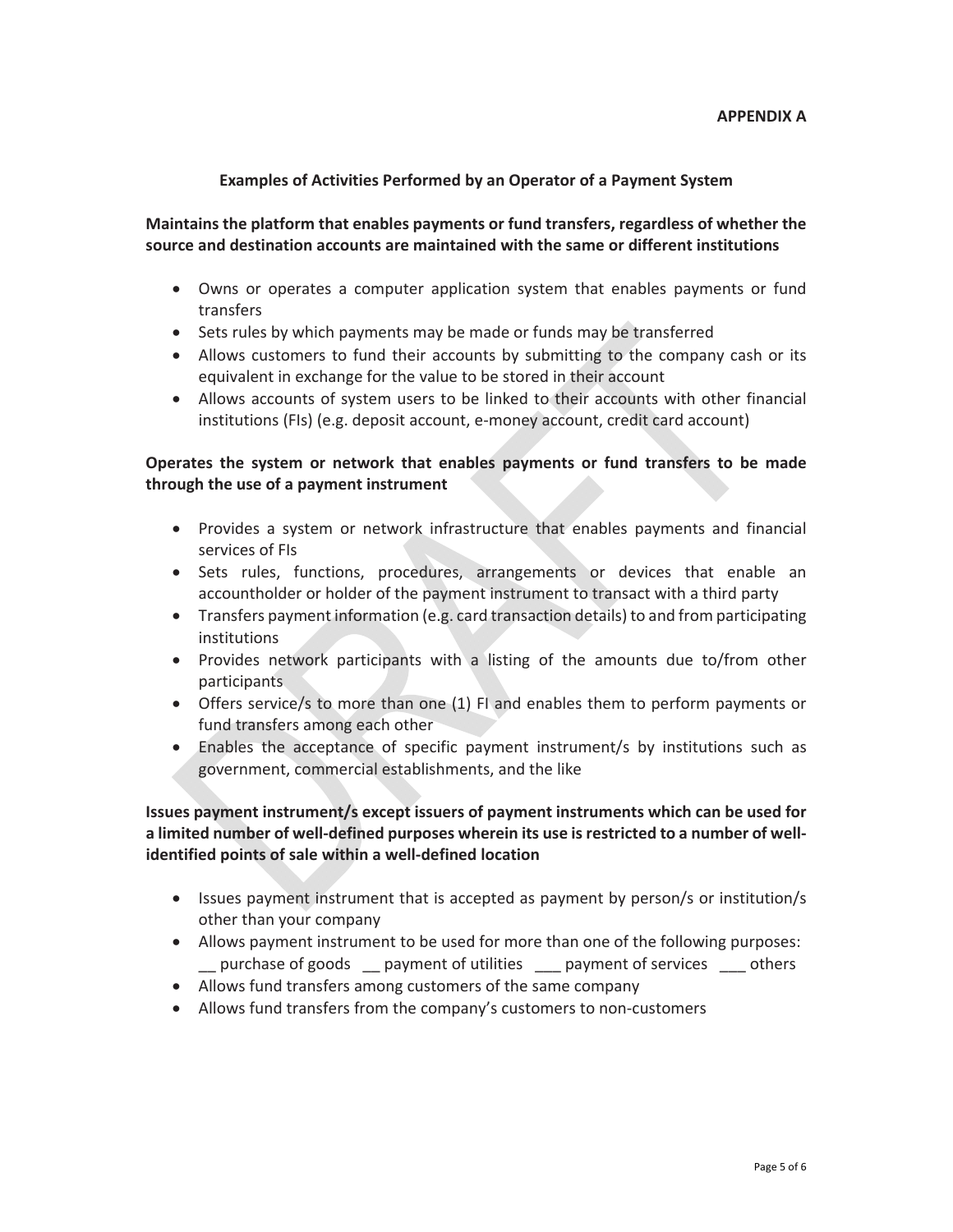**APPENDIX A**

## Examples of Activities Performed by an Operator of a Payment System

**Maintains the platform that enables payments or fund transfers, regardless of whether the source and destination accounts are maintained with the same or different institutions**

- Owns or operates a computer application system that enables payments or fund transfers
- Sets rules by which payments may be made or funds may be transferred
- Allows customers to fund their accounts by submitting to the company cash or its equivalent in exchange for the value to be stored in their account
- Allows accounts of system users to be linked to their accounts with other financial institutions (FIs) (e.g. deposit account, e-money account, credit card account)

**Operates the system or network that enables payments or fund transfers to be made through the use of a payment instrument**

- Provides a system or network infrastructure that enables payments and financial services of FIs
- Sets rules, functions, procedures, arrangements or devices that enable an accountholder or holder of the payment instrument to transact with a third party
- Transfers payment information (e.g. card transaction details) to and from participating institutions
- Provides network participants with a listing of the amounts due to/from other participants
- Offers service/s to more than one (1) FI and enables them to perform payments or fund transfers among each other
- Enables the acceptance of specific payment instrument/s by institutions such as government, commercial establishments, and the like

**Issues payment instrument/s except issuers of payment instruments which can be used for a limited number of well-defined purposes wherein its use is restricted to a number of well-identified points of sale within a well-defined location**

- Issues payment instrument that is accepted as payment by person/s or institution/s other than your company
- Allows payment instrument to be used for more than one of the following purposes:
  __ purchase of goods __ payment of utilities ___ payment of services ___ others
- Allows fund transfers among customers of the same company
- Allows fund transfers from the company's customers to non-customers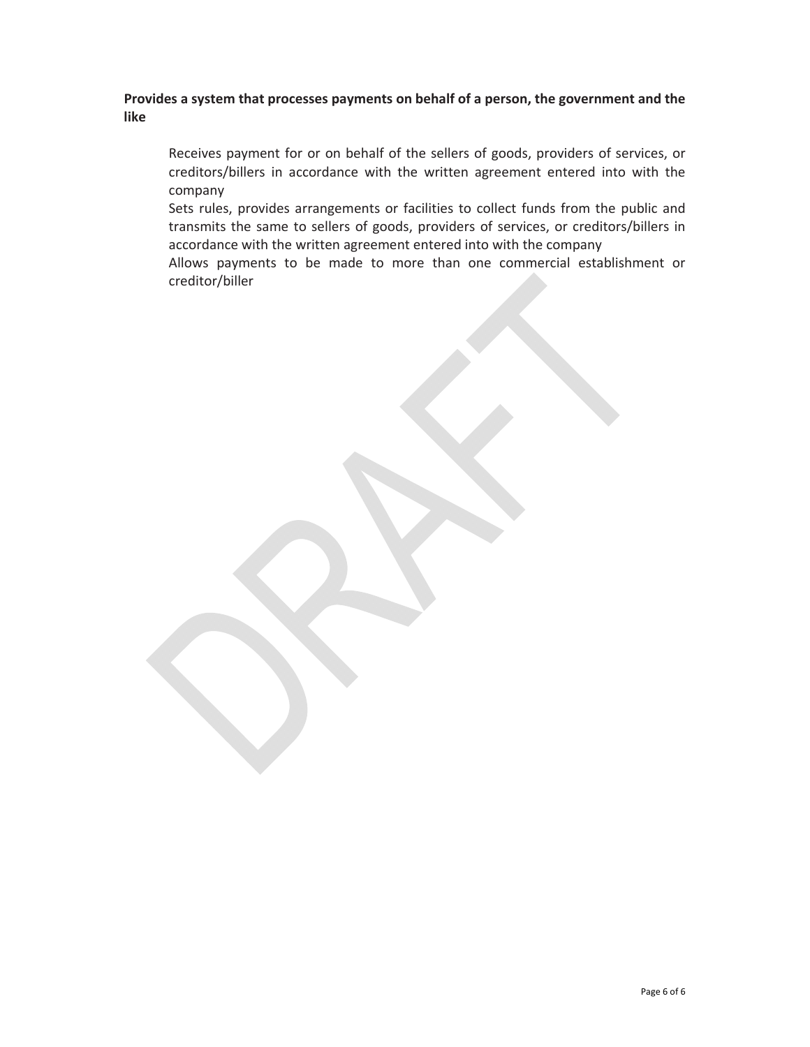**Provides a system that processes payments on behalf of a person, the government and the like**

Receives payment for or on behalf of the sellers of goods, providers of services, or creditors/billers in accordance with the written agreement entered into with the company

Sets rules, provides arrangements or facilities to collect funds from the public and transmits the same to sellers of goods, providers of services, or creditors/billers in accordance with the written agreement entered into with the company

Allows payments to be made to more than one commercial establishment or creditor/biller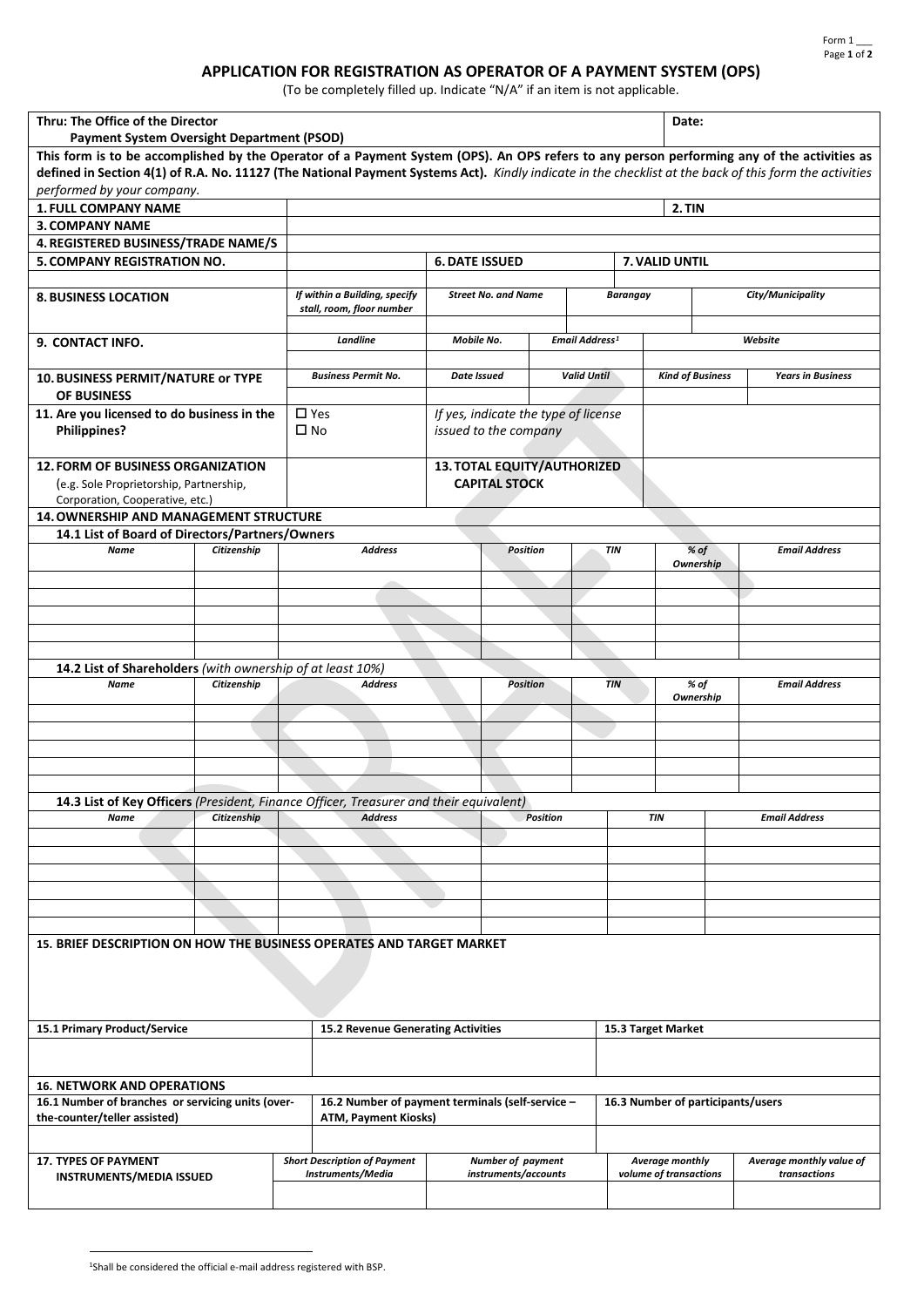Form 1 ___

## APPLICATION FOR REGISTRATION AS OPERATOR OF A PAYMENT SYSTEM (OPS)

(To be completely filled up. Indicate "N/A" if an item is not applicable.

| **Thru: The Office of the Director**<br>**Payment System Oversight Department (PSOD)** | | **Date:** |
|---|---|---|

**This form is to be accomplished by the Operator of a Payment System (OPS). An OPS refers to any person performing any of the activities as defined in Section 4(1) of R.A. No. 11127 (The National Payment Systems Act).** *Kindly indicate in the checklist at the back of this form the activities performed by your company.*

| | | | |
|---|---|---|---|
| **1. FULL COMPANY NAME** | | **2. TIN** | |
| **3. COMPANY NAME** | | | |
| **4. REGISTERED BUSINESS/TRADE NAME/S** | | | |
| **5. COMPANY REGISTRATION NO.** | | **6. DATE ISSUED** | **7. VALID UNTIL** |

| **8. BUSINESS LOCATION** | *If within a Building, specify stall, room, floor number* | *Street No. and Name* | *Barangay* | *City/Municipality* |
|---|---|---|---|---|
| | | | | |

| **9. CONTACT INFO.** | *Landline* | *Mobile No.* | *Email Address*[1] | *Website* |
|---|---|---|---|---|
| | | | | |

| **10. BUSINESS PERMIT/NATURE or TYPE OF BUSINESS** | *Business Permit No.* | *Date Issued* | *Valid Until* | *Kind of Business* | *Years in Business* |
|---|---|---|---|---|---|
| | | | | | |

| **11. Are you licensed to do business in the Philippines?** | ☐ Yes<br>☐ No | *If yes, indicate the type of license issued to the company* | |
|---|---|---|---|
| **12. FORM OF BUSINESS ORGANIZATION**<br>(e.g. Sole Proprietorship, Partnership, Corporation, Cooperative, etc.) | | **13. TOTAL EQUITY/AUTHORIZED CAPITAL STOCK** | |

### 14. OWNERSHIP AND MANAGEMENT STRUCTURE

**14.1 List of Board of Directors/Partners/Owners**

| *Name* | *Citizenship* | *Address* | *Position* | *TIN* | *% of Ownership* | *Email Address* |
|---|---|---|---|---|---|---|
| | | | | | | |
| | | | | | | |
| | | | | | | |
| | | | | | | |
| | | | | | | |

**14.2 List of Shareholders** *(with ownership of at least 10%)*

| *Name* | *Citizenship* | *Address* | *Position* | *TIN* | *% of Ownership* | *Email Address* |
|---|---|---|---|---|---|---|
| | | | | | | |
| | | | | | | |
| | | | | | | |
| | | | | | | |
| | | | | | | |

**14.3 List of Key Officers** *(President, Finance Officer, Treasurer and their equivalent)*

| *Name* | *Citizenship* | *Address* | *Position* | *TIN* | *Email Address* |
|---|---|---|---|---|---|
| | | | | | |
| | | | | | |
| | | | | | |
| | | | | | |
| | | | | | |
| | | | | | |

### 15. BRIEF DESCRIPTION ON HOW THE BUSINESS OPERATES AND TARGET MARKET

| **15.1 Primary Product/Service** | **15.2 Revenue Generating Activities** | **15.3 Target Market** |
|---|---|---|
| | | |

### 16. NETWORK AND OPERATIONS

| **16.1 Number of branches or servicing units (over-the-counter/teller assisted)** | **16.2 Number of payment terminals (self-service – ATM, Payment Kiosks)** | **16.3 Number of participants/users** |
|---|---|---|
| | | |

| **17. TYPES OF PAYMENT INSTRUMENTS/MEDIA ISSUED** | *Short Description of Payment Instruments/Media* | *Number of payment instruments/accounts* | *Average monthly volume of transactions* | *Average monthly value of transactions* |
|---|---|---|---|---|
| | | | | |

[1]Shall be considered the official e-mail address registered with BSP.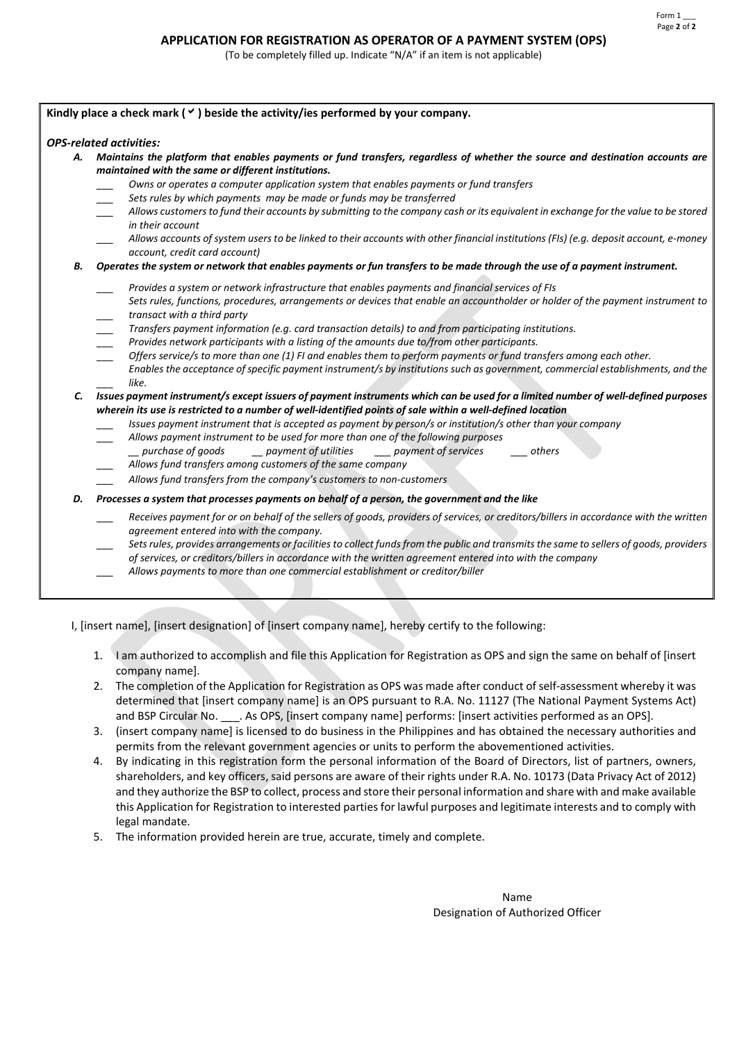**APPLICATION FOR REGISTRATION AS OPERATOR OF A PAYMENT SYSTEM (OPS)**

(To be completely filled up. Indicate "N/A" if an item is not applicable)

**Kindly place a check mark ( ✓ ) beside the activity/ies performed by your company.**

***OPS-related activities:***

**A.** ***Maintains the platform that enables payments or fund transfers, regardless of whether the source and destination accounts are maintained with the same or different institutions.***

___ *Owns or operates a computer application system that enables payments or fund transfers*

___ *Sets rules by which payments may be made or funds may be transferred*

___ *Allows customers to fund their accounts by submitting to the company cash or its equivalent in exchange for the value to be stored in their account*

___ *Allows accounts of system users to be linked to their accounts with other financial institutions (FIs) (e.g. deposit account, e-money account, credit card account)*

**B.** ***Operates the system or network that enables payments or fun transfers to be made through the use of a payment instrument.***

___ *Provides a system or network infrastructure that enables payments and financial services of FIs*

___ *Sets rules, functions, procedures, arrangements or devices that enable an accountholder or holder of the payment instrument to transact with a third party*

___ *Transfers payment information (e.g. card transaction details) to and from participating institutions.*

___ *Provides network participants with a listing of the amounts due to/from other participants.*

___ *Offers service/s to more than one (1) FI and enables them to perform payments or fund transfers among each other.*

___ *Enables the acceptance of specific payment instrument/s by institutions such as government, commercial establishments, and the like.*

**C.** ***Issues payment instrument/s except issuers of payment instruments which can be used for a limited number of well-defined purposes wherein its use is restricted to a number of well-identified points of sale within a well-defined location***

___ *Issues payment instrument that is accepted as payment by person/s or institution/s other than your company*

___ *Allows payment instrument to be used for more than one of the following purposes*

__ *purchase of goods* __ *payment of utilities* ___ *payment of services* ___ *others*

___ *Allows fund transfers among customers of the same company*

___ *Allows fund transfers from the company's customers to non-customers*

**D.** ***Processes a system that processes payments on behalf of a person, the government and the like***

___ *Receives payment for or on behalf of the sellers of goods, providers of services, or creditors/billers in accordance with the written agreement entered into with the company.*

___ *Sets rules, provides arrangements or facilities to collect funds from the public and transmits the same to sellers of goods, providers of services, or creditors/billers in accordance with the written agreement entered into with the company*

___ *Allows payments to more than one commercial establishment or creditor/biller*

I, [insert name], [insert designation] of [insert company name], hereby certify to the following:

1. I am authorized to accomplish and file this Application for Registration as OPS and sign the same on behalf of [insert company name].
2. The completion of the Application for Registration as OPS was made after conduct of self-assessment whereby it was determined that [insert company name] is an OPS pursuant to R.A. No. 11127 (The National Payment Systems Act) and BSP Circular No. ___. As OPS, [insert company name] performs: [insert activities performed as an OPS].
3. (insert company name] is licensed to do business in the Philippines and has obtained the necessary authorities and permits from the relevant government agencies or units to perform the abovementioned activities.
4. By indicating in this registration form the personal information of the Board of Directors, list of partners, owners, shareholders, and key officers, said persons are aware of their rights under R.A. No. 10173 (Data Privacy Act of 2012) and they authorize the BSP to collect, process and store their personal information and share with and make available this Application for Registration to interested parties for lawful purposes and legitimate interests and to comply with legal mandate.
5. The information provided herein are true, accurate, timely and complete.

Name

Designation of Authorized Officer